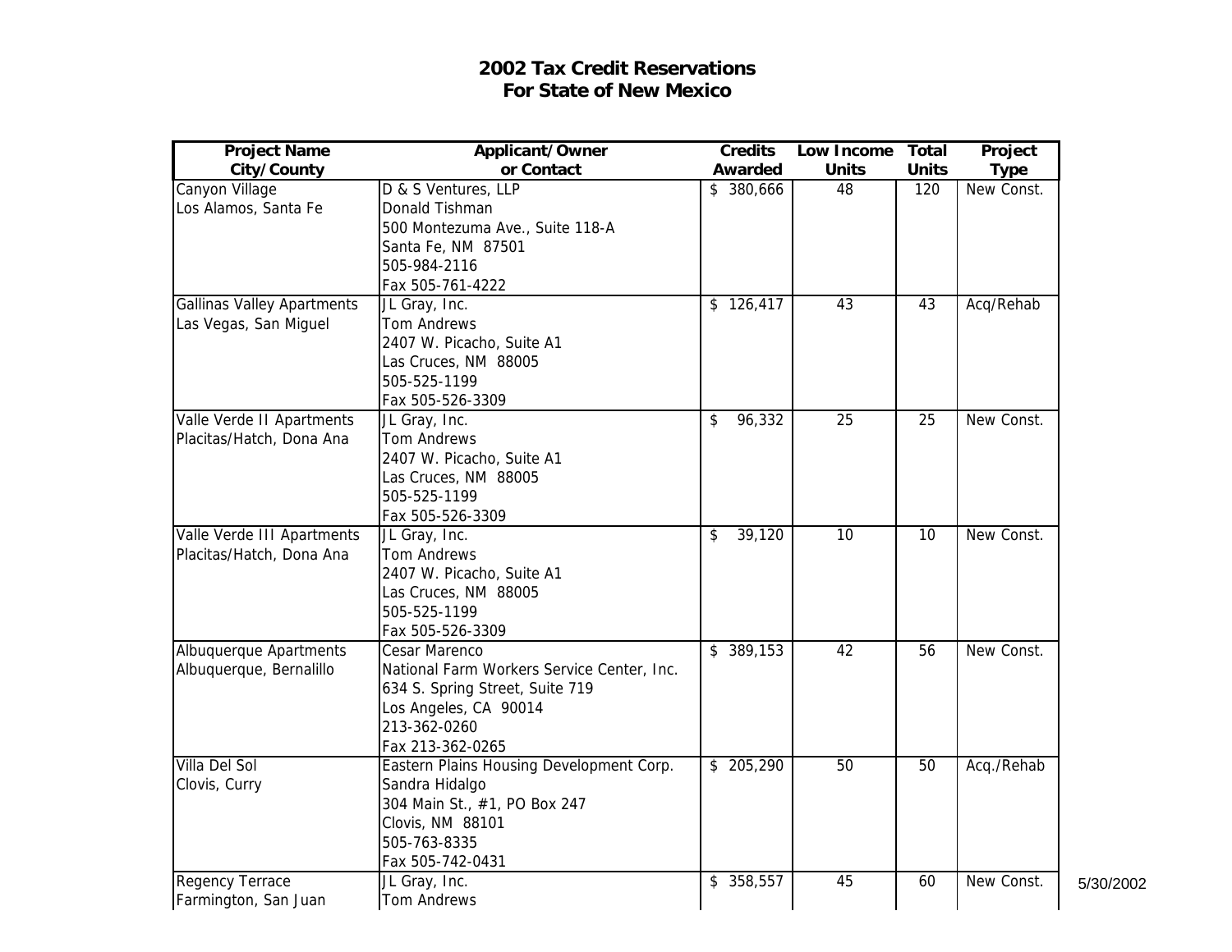# 2002 Tax Credit Reservations
# For State of New Mexico

| Project Name<br>City/County | Applicant/Owner<br>or Contact | Credits<br>Awarded | Low Income<br>Units | Total<br>Units | Project<br>Type |
|---|---|---|---|---|---|
| Canyon Village<br>Los Alamos, Santa Fe | D & S Ventures, LLP<br>Donald Tishman<br>500 Montezuma Ave., Suite 118-A<br>Santa Fe, NM 87501<br>505-984-2116<br>Fax 505-761-4222 | $ 380,666 | 48 | 120 | New Const. |
| Gallinas Valley Apartments<br>Las Vegas, San Miguel | JL Gray, Inc.<br>Tom Andrews<br>2407 W. Picacho, Suite A1<br>Las Cruces, NM 88005<br>505-525-1199<br>Fax 505-526-3309 | $ 126,417 | 43 | 43 | Acq/Rehab |
| Valle Verde II Apartments<br>Placitas/Hatch, Dona Ana | JL Gray, Inc.<br>Tom Andrews<br>2407 W. Picacho, Suite A1<br>Las Cruces, NM 88005<br>505-525-1199<br>Fax 505-526-3309 | $ 96,332 | 25 | 25 | New Const. |
| Valle Verde III Apartments<br>Placitas/Hatch, Dona Ana | JL Gray, Inc.<br>Tom Andrews<br>2407 W. Picacho, Suite A1<br>Las Cruces, NM 88005<br>505-525-1199<br>Fax 505-526-3309 | $ 39,120 | 10 | 10 | New Const. |
| Albuquerque Apartments<br>Albuquerque, Bernalillo | Cesar Marenco<br>National Farm Workers Service Center, Inc.<br>634 S. Spring Street, Suite 719<br>Los Angeles, CA 90014<br>213-362-0260<br>Fax 213-362-0265 | $ 389,153 | 42 | 56 | New Const. |
| Villa Del Sol<br>Clovis, Curry | Eastern Plains Housing Development Corp.<br>Sandra Hidalgo<br>304 Main St., #1, PO Box 247<br>Clovis, NM 88101<br>505-763-8335<br>Fax 505-742-0431 | $ 205,290 | 50 | 50 | Acq./Rehab |
| Regency Terrace<br>Farmington, San Juan | JL Gray, Inc.<br>Tom Andrews | $ 358,557 | 45 | 60 | New Const. |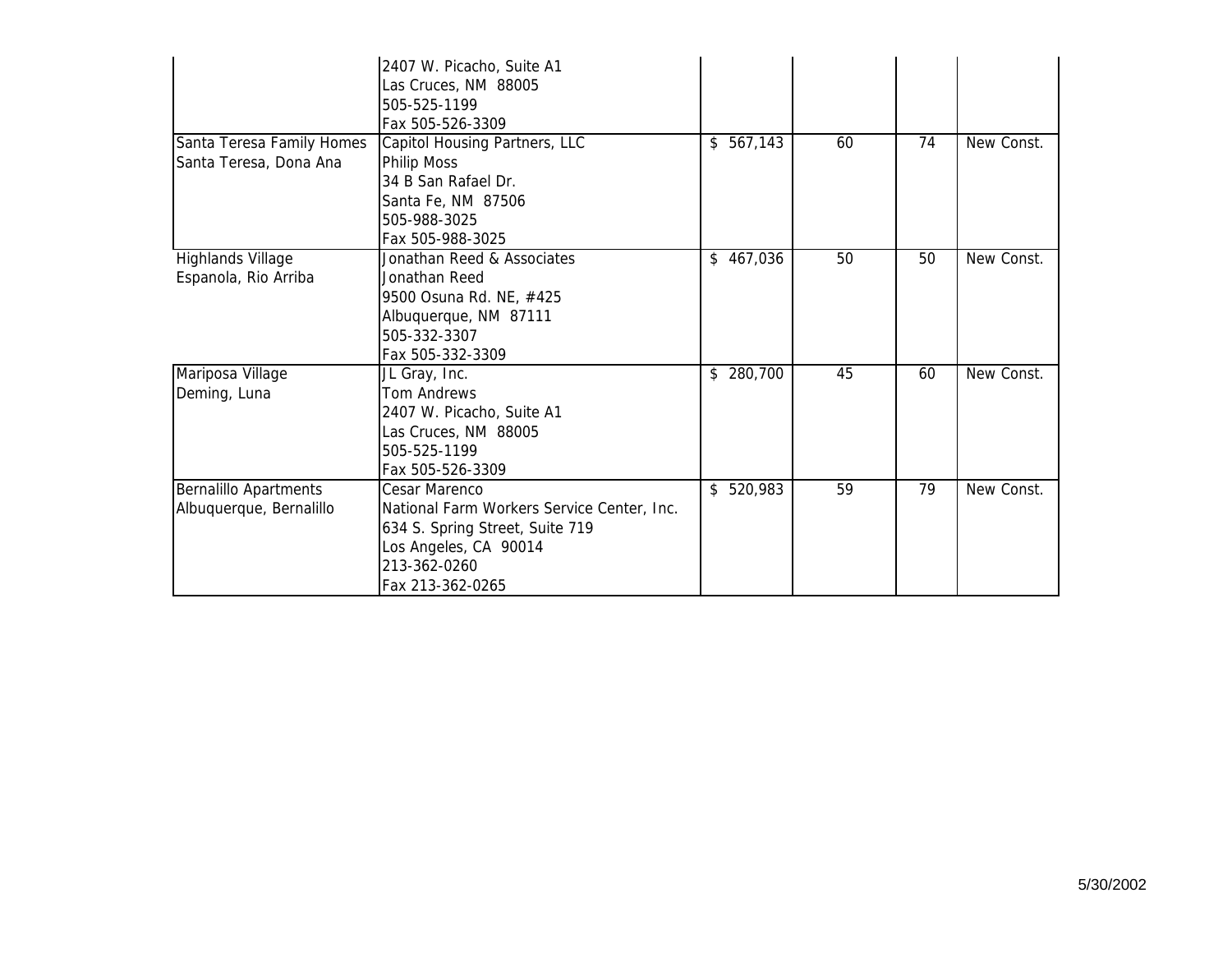| | | | | | |
|---|---|---|---|---|---|
| | 2407 W. Picacho, Suite A1<br>Las Cruces, NM 88005<br>505-525-1199<br>Fax 505-526-3309 | | | | |
| Santa Teresa Family Homes<br>Santa Teresa, Dona Ana | Capitol Housing Partners, LLC<br>Philip Moss<br>34 B San Rafael Dr.<br>Santa Fe, NM 87506<br>505-988-3025<br>Fax 505-988-3025 | $ 567,143 | 60 | 74 | New Const. |
| Highlands Village<br>Espanola, Rio Arriba | Jonathan Reed & Associates<br>Jonathan Reed<br>9500 Osuna Rd. NE, #425<br>Albuquerque, NM 87111<br>505-332-3307<br>Fax 505-332-3309 | $ 467,036 | 50 | 50 | New Const. |
| Mariposa Village<br>Deming, Luna | JL Gray, Inc.<br>Tom Andrews<br>2407 W. Picacho, Suite A1<br>Las Cruces, NM 88005<br>505-525-1199<br>Fax 505-526-3309 | $ 280,700 | 45 | 60 | New Const. |
| Bernalillo Apartments<br>Albuquerque, Bernalillo | Cesar Marenco<br>National Farm Workers Service Center, Inc.<br>634 S. Spring Street, Suite 719<br>Los Angeles, CA 90014<br>213-362-0260<br>Fax 213-362-0265 | $ 520,983 | 59 | 79 | New Const. |

5/30/2002